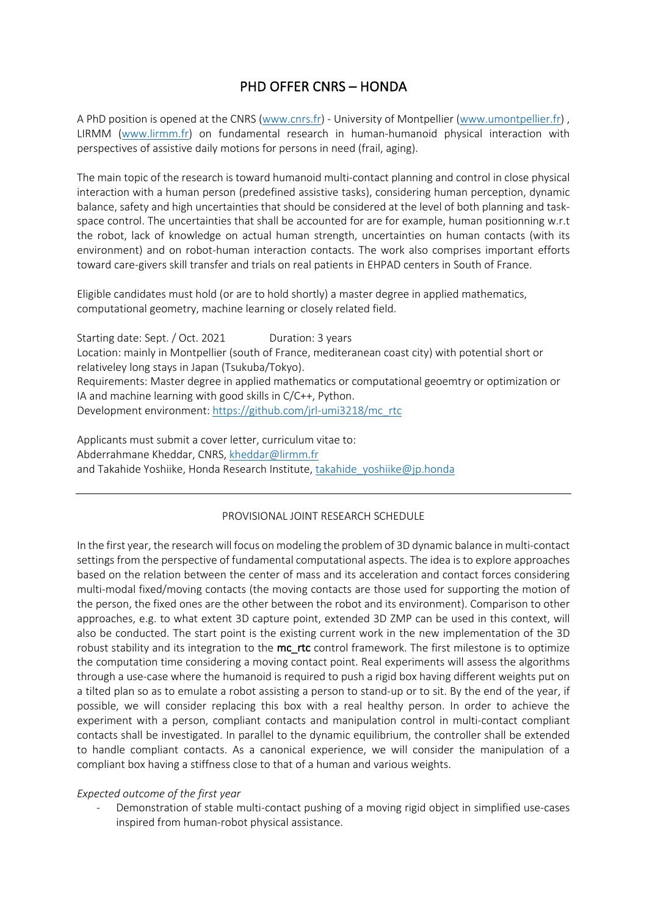# PHD OFFER CNRS – HONDA

A PhD position is opened at the CNRS ([www.cnrs.fr](www.cnrs.fr)) - University of Montpellier ([www.umontpellier.fr](www.umontpellier.fr)) , LIRMM ([www.lirmm.fr](www.lirmm.fr)) on fundamental research in human-humanoid physical interaction with perspectives of assistive daily motions for persons in need (frail, aging).

The main topic of the research is toward humanoid multi-contact planning and control in close physical interaction with a human person (predefined assistive tasks), considering human perception, dynamic balance, safety and high uncertainties that should be considered at the level of both planning and task-space control. The uncertainties that shall be accounted for are for example, human positionning w.r.t the robot, lack of knowledge on actual human strength, uncertainties on human contacts (with its environment) and on robot-human interaction contacts. The work also comprises important efforts toward care-givers skill transfer and trials on real patients in EHPAD centers in South of France.

Eligible candidates must hold (or are to hold shortly) a master degree in applied mathematics, computational geometry, machine learning or closely related field.

Starting date: Sept. / Oct. 2021 Duration: 3 years
Location: mainly in Montpellier (south of France, mediteranean coast city) with potential short or relativeley long stays in Japan (Tsukuba/Tokyo).
Requirements: Master degree in applied mathematics or computational geoemtry or optimization or IA and machine learning with good skills in C/C++, Python.
Development environment: [https://github.com/jrl-umi3218/mc_rtc](https://github.com/jrl-umi3218/mc_rtc)

Applicants must submit a cover letter, curriculum vitae to:
Abderrahmane Kheddar, CNRS, [kheddar@lirmm.fr](mailto:kheddar@lirmm.fr)
and Takahide Yoshiike, Honda Research Institute, [takahide_yoshiike@jp.honda](mailto:takahide_yoshiike@jp.honda)

---

## PROVISIONAL JOINT RESEARCH SCHEDULE

In the first year, the research will focus on modeling the problem of 3D dynamic balance in multi-contact settings from the perspective of fundamental computational aspects. The idea is to explore approaches based on the relation between the center of mass and its acceleration and contact forces considering multi-modal fixed/moving contacts (the moving contacts are those used for supporting the motion of the person, the fixed ones are the other between the robot and its environment). Comparison to other approaches, e.g. to what extent 3D capture point, extended 3D ZMP can be used in this context, will also be conducted. The start point is the existing current work in the new implementation of the 3D robust stability and its integration to the **mc_rtc** control framework. The first milestone is to optimize the computation time considering a moving contact point. Real experiments will assess the algorithms through a use-case where the humanoid is required to push a rigid box having different weights put on a tilted plan so as to emulate a robot assisting a person to stand-up or to sit. By the end of the year, if possible, we will consider replacing this box with a real healthy person. In order to achieve the experiment with a person, compliant contacts and manipulation control in multi-contact compliant contacts shall be investigated. In parallel to the dynamic equilibrium, the controller shall be extended to handle compliant contacts. As a canonical experience, we will consider the manipulation of a compliant box having a stiffness close to that of a human and various weights.

*Expected outcome of the first year*

- Demonstration of stable multi-contact pushing of a moving rigid object in simplified use-cases inspired from human-robot physical assistance.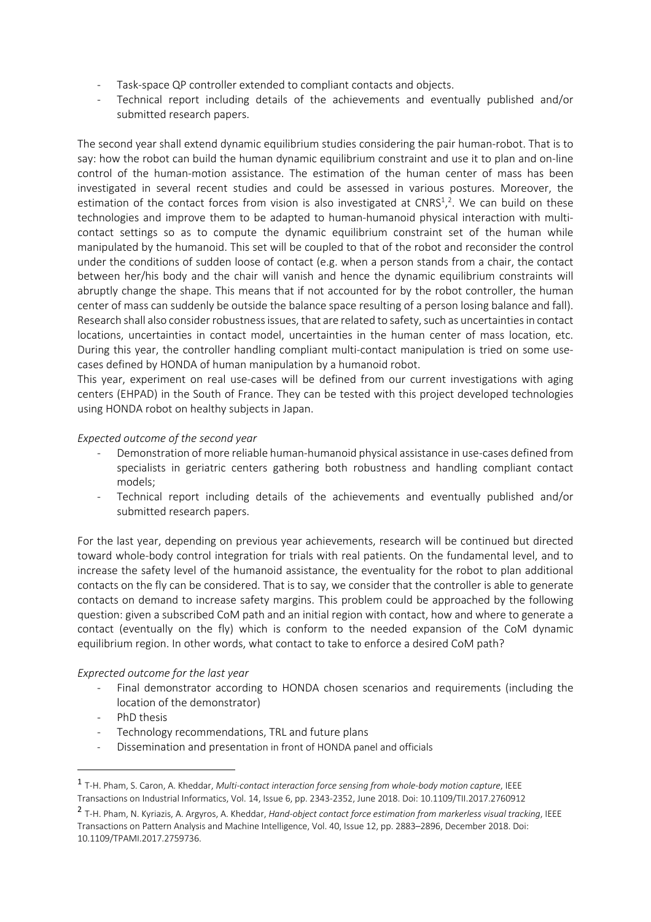- Task-space QP controller extended to compliant contacts and objects.
- Technical report including details of the achievements and eventually published and/or submitted research papers.

The second year shall extend dynamic equilibrium studies considering the pair human-robot. That is to say: how the robot can build the human dynamic equilibrium constraint and use it to plan and on-line control of the human-motion assistance. The estimation of the human center of mass has been investigated in several recent studies and could be assessed in various postures. Moreover, the estimation of the contact forces from vision is also investigated at CNRS[1,2]. We can build on these technologies and improve them to be adapted to human-humanoid physical interaction with multi-contact settings so as to compute the dynamic equilibrium constraint set of the human while manipulated by the humanoid. This set will be coupled to that of the robot and reconsider the control under the conditions of sudden loose of contact (e.g. when a person stands from a chair, the contact between her/his body and the chair will vanish and hence the dynamic equilibrium constraints will abruptly change the shape. This means that if not accounted for by the robot controller, the human center of mass can suddenly be outside the balance space resulting of a person losing balance and fall). Research shall also consider robustness issues, that are related to safety, such as uncertainties in contact locations, uncertainties in contact model, uncertainties in the human center of mass location, etc. During this year, the controller handling compliant multi-contact manipulation is tried on some use-cases defined by HONDA of human manipulation by a humanoid robot.
This year, experiment on real use-cases will be defined from our current investigations with aging centers (EHPAD) in the South of France. They can be tested with this project developed technologies using HONDA robot on healthy subjects in Japan.

*Expected outcome of the second year*

- Demonstration of more reliable human-humanoid physical assistance in use-cases defined from specialists in geriatric centers gathering both robustness and handling compliant contact models;
- Technical report including details of the achievements and eventually published and/or submitted research papers.

For the last year, depending on previous year achievements, research will be continued but directed toward whole-body control integration for trials with real patients. On the fundamental level, and to increase the safety level of the humanoid assistance, the eventuality for the robot to plan additional contacts on the fly can be considered. That is to say, we consider that the controller is able to generate contacts on demand to increase safety margins. This problem could be approached by the following question: given a subscribed CoM path and an initial region with contact, how and where to generate a contact (eventually on the fly) which is conform to the needed expansion of the CoM dynamic equilibrium region. In other words, what contact to take to enforce a desired CoM path?

*Exprected outcome for the last year*

- Final demonstrator according to HONDA chosen scenarios and requirements (including the location of the demonstrator)
- PhD thesis
- Technology recommendations, TRL and future plans
- Dissemination and presentation in front of HONDA panel and officials

---

[1] T-H. Pham, S. Caron, A. Kheddar, *Multi-contact interaction force sensing from whole-body motion capture*, IEEE Transactions on Industrial Informatics, Vol. 14, Issue 6, pp. 2343-2352, June 2018. Doi: 10.1109/TII.2017.2760912

[2] T-H. Pham, N. Kyriazis, A. Argyros, A. Kheddar, *Hand-object contact force estimation from markerless visual tracking*, IEEE Transactions on Pattern Analysis and Machine Intelligence, Vol. 40, Issue 12, pp. 2883–2896, December 2018. Doi: 10.1109/TPAMI.2017.2759736.